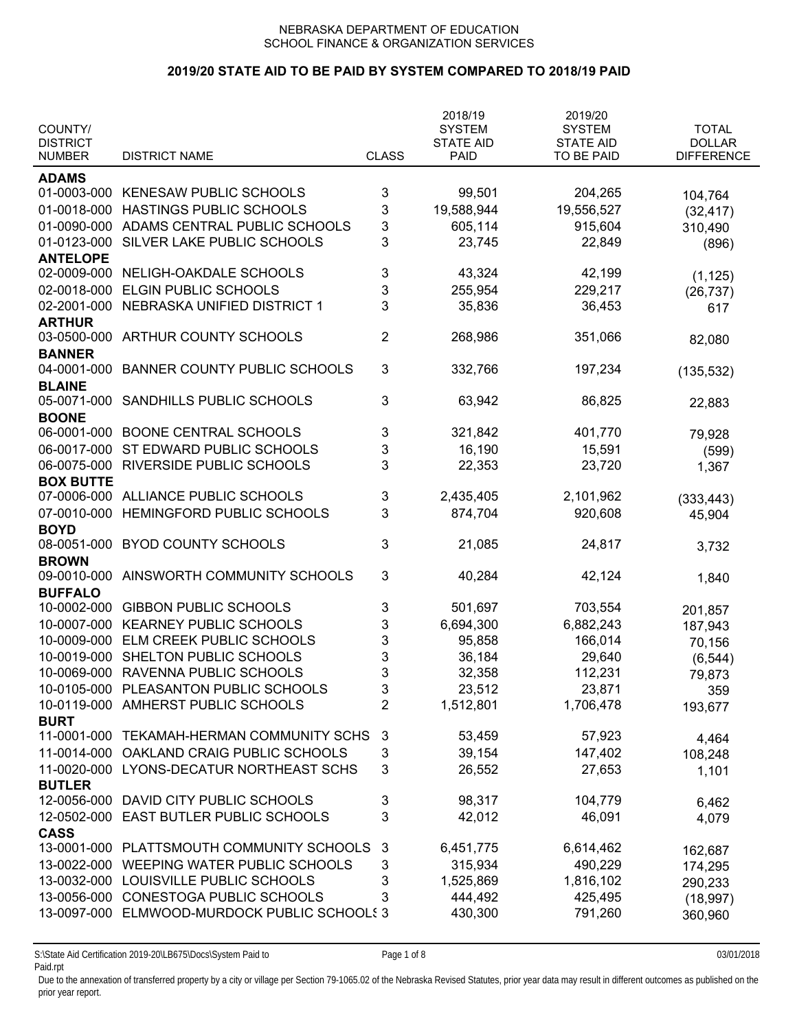NEBRASKA DEPARTMENT OF EDUCATION
SCHOOL FINANCE & ORGANIZATION SERVICES

## 2019/20 STATE AID TO BE PAID BY SYSTEM COMPARED TO 2018/19 PAID

| COUNTY/ DISTRICT NUMBER | DISTRICT NAME | CLASS | 2018/19 SYSTEM STATE AID PAID | 2019/20 SYSTEM STATE AID TO BE PAID | TOTAL DOLLAR DIFFERENCE |
|---|---|---|---|---|---|
| **ADAMS** | | | | | |
| 01-0003-000 | KENESAW PUBLIC SCHOOLS | 3 | 99,501 | 204,265 | 104,764 |
| 01-0018-000 | HASTINGS PUBLIC SCHOOLS | 3 | 19,588,944 | 19,556,527 | (32,417) |
| 01-0090-000 | ADAMS CENTRAL PUBLIC SCHOOLS | 3 | 605,114 | 915,604 | 310,490 |
| 01-0123-000 | SILVER LAKE PUBLIC SCHOOLS | 3 | 23,745 | 22,849 | (896) |
| **ANTELOPE** | | | | | |
| 02-0009-000 | NELIGH-OAKDALE SCHOOLS | 3 | 43,324 | 42,199 | (1,125) |
| 02-0018-000 | ELGIN PUBLIC SCHOOLS | 3 | 255,954 | 229,217 | (26,737) |
| 02-2001-000 | NEBRASKA UNIFIED DISTRICT 1 | 3 | 35,836 | 36,453 | 617 |
| **ARTHUR** | | | | | |
| 03-0500-000 | ARTHUR COUNTY SCHOOLS | 2 | 268,986 | 351,066 | 82,080 |
| **BANNER** | | | | | |
| 04-0001-000 | BANNER COUNTY PUBLIC SCHOOLS | 3 | 332,766 | 197,234 | (135,532) |
| **BLAINE** | | | | | |
| 05-0071-000 | SANDHILLS PUBLIC SCHOOLS | 3 | 63,942 | 86,825 | 22,883 |
| **BOONE** | | | | | |
| 06-0001-000 | BOONE CENTRAL SCHOOLS | 3 | 321,842 | 401,770 | 79,928 |
| 06-0017-000 | ST EDWARD PUBLIC SCHOOLS | 3 | 16,190 | 15,591 | (599) |
| 06-0075-000 | RIVERSIDE PUBLIC SCHOOLS | 3 | 22,353 | 23,720 | 1,367 |
| **BOX BUTTE** | | | | | |
| 07-0006-000 | ALLIANCE PUBLIC SCHOOLS | 3 | 2,435,405 | 2,101,962 | (333,443) |
| 07-0010-000 | HEMINGFORD PUBLIC SCHOOLS | 3 | 874,704 | 920,608 | 45,904 |
| **BOYD** | | | | | |
| 08-0051-000 | BYOD COUNTY SCHOOLS | 3 | 21,085 | 24,817 | 3,732 |
| **BROWN** | | | | | |
| 09-0010-000 | AINSWORTH COMMUNITY SCHOOLS | 3 | 40,284 | 42,124 | 1,840 |
| **BUFFALO** | | | | | |
| 10-0002-000 | GIBBON PUBLIC SCHOOLS | 3 | 501,697 | 703,554 | 201,857 |
| 10-0007-000 | KEARNEY PUBLIC SCHOOLS | 3 | 6,694,300 | 6,882,243 | 187,943 |
| 10-0009-000 | ELM CREEK PUBLIC SCHOOLS | 3 | 95,858 | 166,014 | 70,156 |
| 10-0019-000 | SHELTON PUBLIC SCHOOLS | 3 | 36,184 | 29,640 | (6,544) |
| 10-0069-000 | RAVENNA PUBLIC SCHOOLS | 3 | 32,358 | 112,231 | 79,873 |
| 10-0105-000 | PLEASANTON PUBLIC SCHOOLS | 3 | 23,512 | 23,871 | 359 |
| 10-0119-000 | AMHERST PUBLIC SCHOOLS | 2 | 1,512,801 | 1,706,478 | 193,677 |
| **BURT** | | | | | |
| 11-0001-000 | TEKAMAH-HERMAN COMMUNITY SCHS | 3 | 53,459 | 57,923 | 4,464 |
| 11-0014-000 | OAKLAND CRAIG PUBLIC SCHOOLS | 3 | 39,154 | 147,402 | 108,248 |
| 11-0020-000 | LYONS-DECATUR NORTHEAST SCHS | 3 | 26,552 | 27,653 | 1,101 |
| **BUTLER** | | | | | |
| 12-0056-000 | DAVID CITY PUBLIC SCHOOLS | 3 | 98,317 | 104,779 | 6,462 |
| 12-0502-000 | EAST BUTLER PUBLIC SCHOOLS | 3 | 42,012 | 46,091 | 4,079 |
| **CASS** | | | | | |
| 13-0001-000 | PLATTSMOUTH COMMUNITY SCHOOLS | 3 | 6,451,775 | 6,614,462 | 162,687 |
| 13-0022-000 | WEEPING WATER PUBLIC SCHOOLS | 3 | 315,934 | 490,229 | 174,295 |
| 13-0032-000 | LOUISVILLE PUBLIC SCHOOLS | 3 | 1,525,869 | 1,816,102 | 290,233 |
| 13-0056-000 | CONESTOGA PUBLIC SCHOOLS | 3 | 444,492 | 425,495 | (18,997) |
| 13-0097-000 | ELMWOOD-MURDOCK PUBLIC SCHOOL! | 3 | 430,300 | 791,260 | 360,960 |

S:\State Aid Certification 2019-20\LB675\Docs\System Paid to Paid.rpt — 03/01/2018

Due to the annexation of transferred property by a city or village per Section 79-1065.02 of the Nebraska Revised Statutes, prior year data may result in different outcomes as published on the prior year report.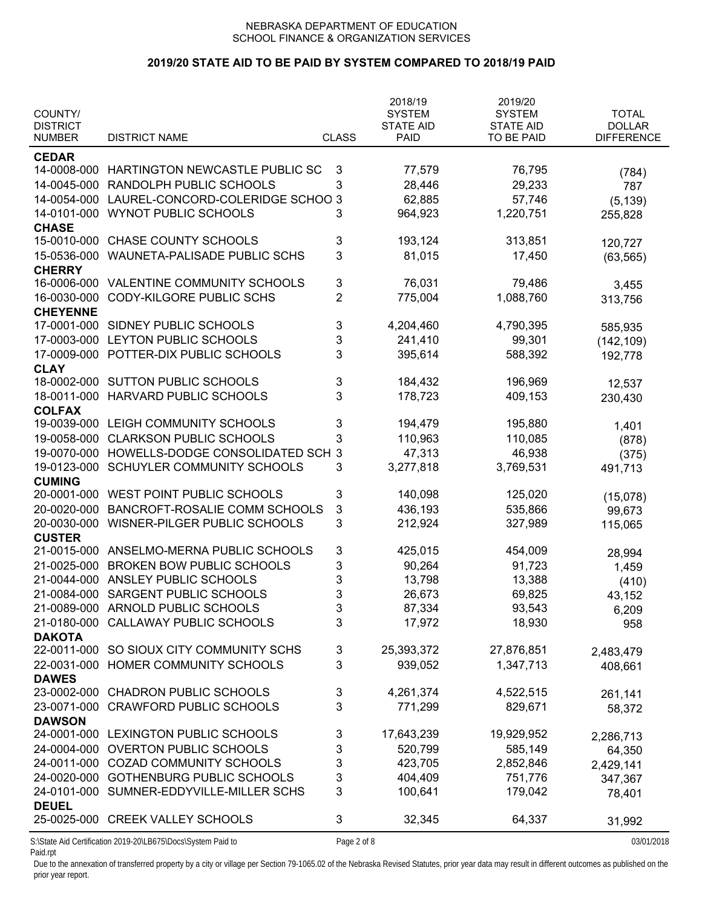NEBRASKA DEPARTMENT OF EDUCATION
SCHOOL FINANCE & ORGANIZATION SERVICES

## 2019/20 STATE AID TO BE PAID BY SYSTEM COMPARED TO 2018/19 PAID

| COUNTY/ DISTRICT NUMBER | DISTRICT NAME | CLASS | 2018/19 SYSTEM STATE AID PAID | 2019/20 SYSTEM STATE AID TO BE PAID | TOTAL DOLLAR DIFFERENCE |
|---|---|---|---|---|---|
| **CEDAR** | | | | | |
| 14-0008-000 | HARTINGTON NEWCASTLE PUBLIC SC | 3 | 77,579 | 76,795 | (784) |
| 14-0045-000 | RANDOLPH PUBLIC SCHOOLS | 3 | 28,446 | 29,233 | 787 |
| 14-0054-000 | LAUREL-CONCORD-COLERIDGE SCHOO | 3 | 62,885 | 57,746 | (5,139) |
| 14-0101-000 | WYNOT PUBLIC SCHOOLS | 3 | 964,923 | 1,220,751 | 255,828 |
| **CHASE** | | | | | |
| 15-0010-000 | CHASE COUNTY SCHOOLS | 3 | 193,124 | 313,851 | 120,727 |
| 15-0536-000 | WAUNETA-PALISADE PUBLIC SCHS | 3 | 81,015 | 17,450 | (63,565) |
| **CHERRY** | | | | | |
| 16-0006-000 | VALENTINE COMMUNITY SCHOOLS | 3 | 76,031 | 79,486 | 3,455 |
| 16-0030-000 | CODY-KILGORE PUBLIC SCHS | 2 | 775,004 | 1,088,760 | 313,756 |
| **CHEYENNE** | | | | | |
| 17-0001-000 | SIDNEY PUBLIC SCHOOLS | 3 | 4,204,460 | 4,790,395 | 585,935 |
| 17-0003-000 | LEYTON PUBLIC SCHOOLS | 3 | 241,410 | 99,301 | (142,109) |
| 17-0009-000 | POTTER-DIX PUBLIC SCHOOLS | 3 | 395,614 | 588,392 | 192,778 |
| **CLAY** | | | | | |
| 18-0002-000 | SUTTON PUBLIC SCHOOLS | 3 | 184,432 | 196,969 | 12,537 |
| 18-0011-000 | HARVARD PUBLIC SCHOOLS | 3 | 178,723 | 409,153 | 230,430 |
| **COLFAX** | | | | | |
| 19-0039-000 | LEIGH COMMUNITY SCHOOLS | 3 | 194,479 | 195,880 | 1,401 |
| 19-0058-000 | CLARKSON PUBLIC SCHOOLS | 3 | 110,963 | 110,085 | (878) |
| 19-0070-000 | HOWELLS-DODGE CONSOLIDATED SCH | 3 | 47,313 | 46,938 | (375) |
| 19-0123-000 | SCHUYLER COMMUNITY SCHOOLS | 3 | 3,277,818 | 3,769,531 | 491,713 |
| **CUMING** | | | | | |
| 20-0001-000 | WEST POINT PUBLIC SCHOOLS | 3 | 140,098 | 125,020 | (15,078) |
| 20-0020-000 | BANCROFT-ROSALIE COMM SCHOOLS | 3 | 436,193 | 535,866 | 99,673 |
| 20-0030-000 | WISNER-PILGER PUBLIC SCHOOLS | 3 | 212,924 | 327,989 | 115,065 |
| **CUSTER** | | | | | |
| 21-0015-000 | ANSELMO-MERNA PUBLIC SCHOOLS | 3 | 425,015 | 454,009 | 28,994 |
| 21-0025-000 | BROKEN BOW PUBLIC SCHOOLS | 3 | 90,264 | 91,723 | 1,459 |
| 21-0044-000 | ANSLEY PUBLIC SCHOOLS | 3 | 13,798 | 13,388 | (410) |
| 21-0084-000 | SARGENT PUBLIC SCHOOLS | 3 | 26,673 | 69,825 | 43,152 |
| 21-0089-000 | ARNOLD PUBLIC SCHOOLS | 3 | 87,334 | 93,543 | 6,209 |
| 21-0180-000 | CALLAWAY PUBLIC SCHOOLS | 3 | 17,972 | 18,930 | 958 |
| **DAKOTA** | | | | | |
| 22-0011-000 | SO SIOUX CITY COMMUNITY SCHS | 3 | 25,393,372 | 27,876,851 | 2,483,479 |
| 22-0031-000 | HOMER COMMUNITY SCHOOLS | 3 | 939,052 | 1,347,713 | 408,661 |
| **DAWES** | | | | | |
| 23-0002-000 | CHADRON PUBLIC SCHOOLS | 3 | 4,261,374 | 4,522,515 | 261,141 |
| 23-0071-000 | CRAWFORD PUBLIC SCHOOLS | 3 | 771,299 | 829,671 | 58,372 |
| **DAWSON** | | | | | |
| 24-0001-000 | LEXINGTON PUBLIC SCHOOLS | 3 | 17,643,239 | 19,929,952 | 2,286,713 |
| 24-0004-000 | OVERTON PUBLIC SCHOOLS | 3 | 520,799 | 585,149 | 64,350 |
| 24-0011-000 | COZAD COMMUNITY SCHOOLS | 3 | 423,705 | 2,852,846 | 2,429,141 |
| 24-0020-000 | GOTHENBURG PUBLIC SCHOOLS | 3 | 404,409 | 751,776 | 347,367 |
| 24-0101-000 | SUMNER-EDDYVILLE-MILLER SCHS | 3 | 100,641 | 179,042 | 78,401 |
| **DEUEL** | | | | | |
| 25-0025-000 | CREEK VALLEY SCHOOLS | 3 | 32,345 | 64,337 | 31,992 |

S:\State Aid Certification 2019-20\LB675\Docs\System Paid to Paid.rpt 03/01/2018

Due to the annexation of transferred property by a city or village per Section 79-1065.02 of the Nebraska Revised Statutes, prior year data may result in different outcomes as published on the prior year report.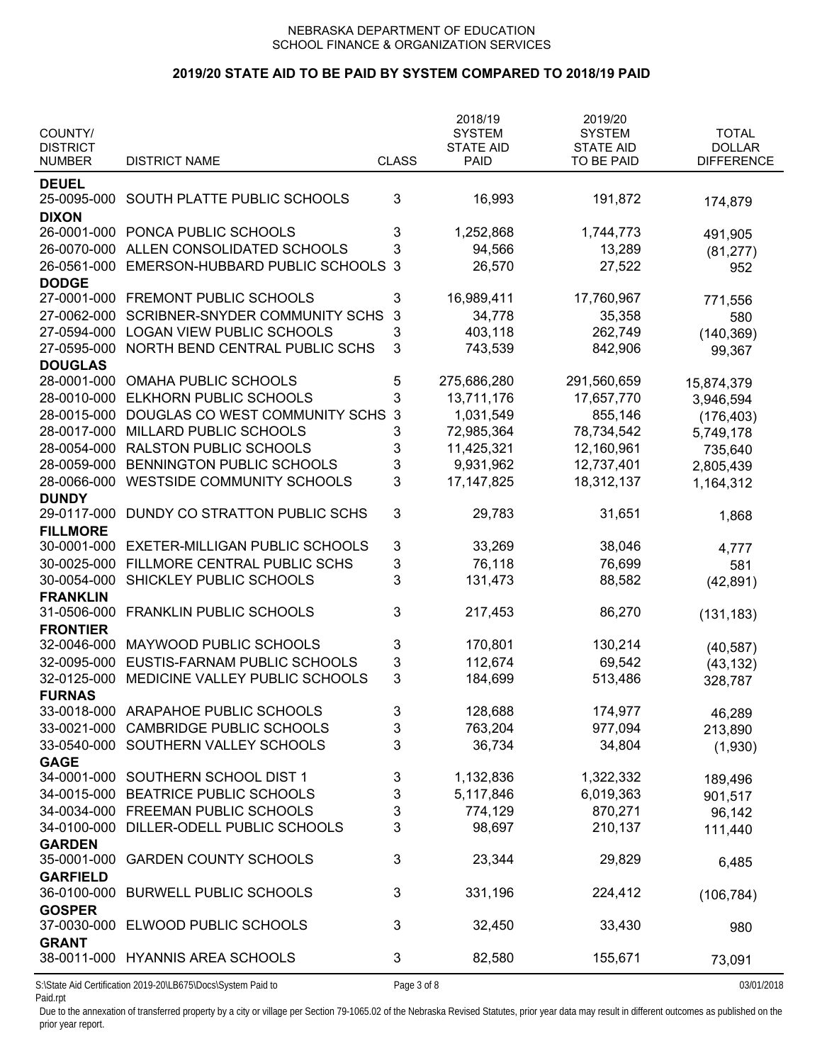NEBRASKA DEPARTMENT OF EDUCATION
SCHOOL FINANCE & ORGANIZATION SERVICES

## 2019/20 STATE AID TO BE PAID BY SYSTEM COMPARED TO 2018/19 PAID

| COUNTY/ DISTRICT NUMBER | DISTRICT NAME | CLASS | 2018/19 SYSTEM STATE AID PAID | 2019/20 SYSTEM STATE AID TO BE PAID | TOTAL DOLLAR DIFFERENCE |
|---|---|---|---|---|---|
| **DEUEL** | | | | | |
| 25-0095-000 | SOUTH PLATTE PUBLIC SCHOOLS | 3 | 16,993 | 191,872 | 174,879 |
| **DIXON** | | | | | |
| 26-0001-000 | PONCA PUBLIC SCHOOLS | 3 | 1,252,868 | 1,744,773 | 491,905 |
| 26-0070-000 | ALLEN CONSOLIDATED SCHOOLS | 3 | 94,566 | 13,289 | (81,277) |
| 26-0561-000 | EMERSON-HUBBARD PUBLIC SCHOOLS | 3 | 26,570 | 27,522 | 952 |
| **DODGE** | | | | | |
| 27-0001-000 | FREMONT PUBLIC SCHOOLS | 3 | 16,989,411 | 17,760,967 | 771,556 |
| 27-0062-000 | SCRIBNER-SNYDER COMMUNITY SCHS | 3 | 34,778 | 35,358 | 580 |
| 27-0594-000 | LOGAN VIEW PUBLIC SCHOOLS | 3 | 403,118 | 262,749 | (140,369) |
| 27-0595-000 | NORTH BEND CENTRAL PUBLIC SCHS | 3 | 743,539 | 842,906 | 99,367 |
| **DOUGLAS** | | | | | |
| 28-0001-000 | OMAHA PUBLIC SCHOOLS | 5 | 275,686,280 | 291,560,659 | 15,874,379 |
| 28-0010-000 | ELKHORN PUBLIC SCHOOLS | 3 | 13,711,176 | 17,657,770 | 3,946,594 |
| 28-0015-000 | DOUGLAS CO WEST COMMUNITY SCHS | 3 | 1,031,549 | 855,146 | (176,403) |
| 28-0017-000 | MILLARD PUBLIC SCHOOLS | 3 | 72,985,364 | 78,734,542 | 5,749,178 |
| 28-0054-000 | RALSTON PUBLIC SCHOOLS | 3 | 11,425,321 | 12,160,961 | 735,640 |
| 28-0059-000 | BENNINGTON PUBLIC SCHOOLS | 3 | 9,931,962 | 12,737,401 | 2,805,439 |
| 28-0066-000 | WESTSIDE COMMUNITY SCHOOLS | 3 | 17,147,825 | 18,312,137 | 1,164,312 |
| **DUNDY** | | | | | |
| 29-0117-000 | DUNDY CO STRATTON PUBLIC SCHS | 3 | 29,783 | 31,651 | 1,868 |
| **FILLMORE** | | | | | |
| 30-0001-000 | EXETER-MILLIGAN PUBLIC SCHOOLS | 3 | 33,269 | 38,046 | 4,777 |
| 30-0025-000 | FILLMORE CENTRAL PUBLIC SCHS | 3 | 76,118 | 76,699 | 581 |
| 30-0054-000 | SHICKLEY PUBLIC SCHOOLS | 3 | 131,473 | 88,582 | (42,891) |
| **FRANKLIN** | | | | | |
| 31-0506-000 | FRANKLIN PUBLIC SCHOOLS | 3 | 217,453 | 86,270 | (131,183) |
| **FRONTIER** | | | | | |
| 32-0046-000 | MAYWOOD PUBLIC SCHOOLS | 3 | 170,801 | 130,214 | (40,587) |
| 32-0095-000 | EUSTIS-FARNAM PUBLIC SCHOOLS | 3 | 112,674 | 69,542 | (43,132) |
| 32-0125-000 | MEDICINE VALLEY PUBLIC SCHOOLS | 3 | 184,699 | 513,486 | 328,787 |
| **FURNAS** | | | | | |
| 33-0018-000 | ARAPAHOE PUBLIC SCHOOLS | 3 | 128,688 | 174,977 | 46,289 |
| 33-0021-000 | CAMBRIDGE PUBLIC SCHOOLS | 3 | 763,204 | 977,094 | 213,890 |
| 33-0540-000 | SOUTHERN VALLEY SCHOOLS | 3 | 36,734 | 34,804 | (1,930) |
| **GAGE** | | | | | |
| 34-0001-000 | SOUTHERN SCHOOL DIST 1 | 3 | 1,132,836 | 1,322,332 | 189,496 |
| 34-0015-000 | BEATRICE PUBLIC SCHOOLS | 3 | 5,117,846 | 6,019,363 | 901,517 |
| 34-0034-000 | FREEMAN PUBLIC SCHOOLS | 3 | 774,129 | 870,271 | 96,142 |
| 34-0100-000 | DILLER-ODELL PUBLIC SCHOOLS | 3 | 98,697 | 210,137 | 111,440 |
| **GARDEN** | | | | | |
| 35-0001-000 | GARDEN COUNTY SCHOOLS | 3 | 23,344 | 29,829 | 6,485 |
| **GARFIELD** | | | | | |
| 36-0100-000 | BURWELL PUBLIC SCHOOLS | 3 | 331,196 | 224,412 | (106,784) |
| **GOSPER** | | | | | |
| 37-0030-000 | ELWOOD PUBLIC SCHOOLS | 3 | 32,450 | 33,430 | 980 |
| **GRANT** | | | | | |
| 38-0011-000 | HYANNIS AREA SCHOOLS | 3 | 82,580 | 155,671 | 73,091 |

S:\State Aid Certification 2019-20\LB675\Docs\System Paid to Paid.rpt

03/01/2018

Due to the annexation of transferred property by a city or village per Section 79-1065.02 of the Nebraska Revised Statutes, prior year data may result in different outcomes as published on the prior year report.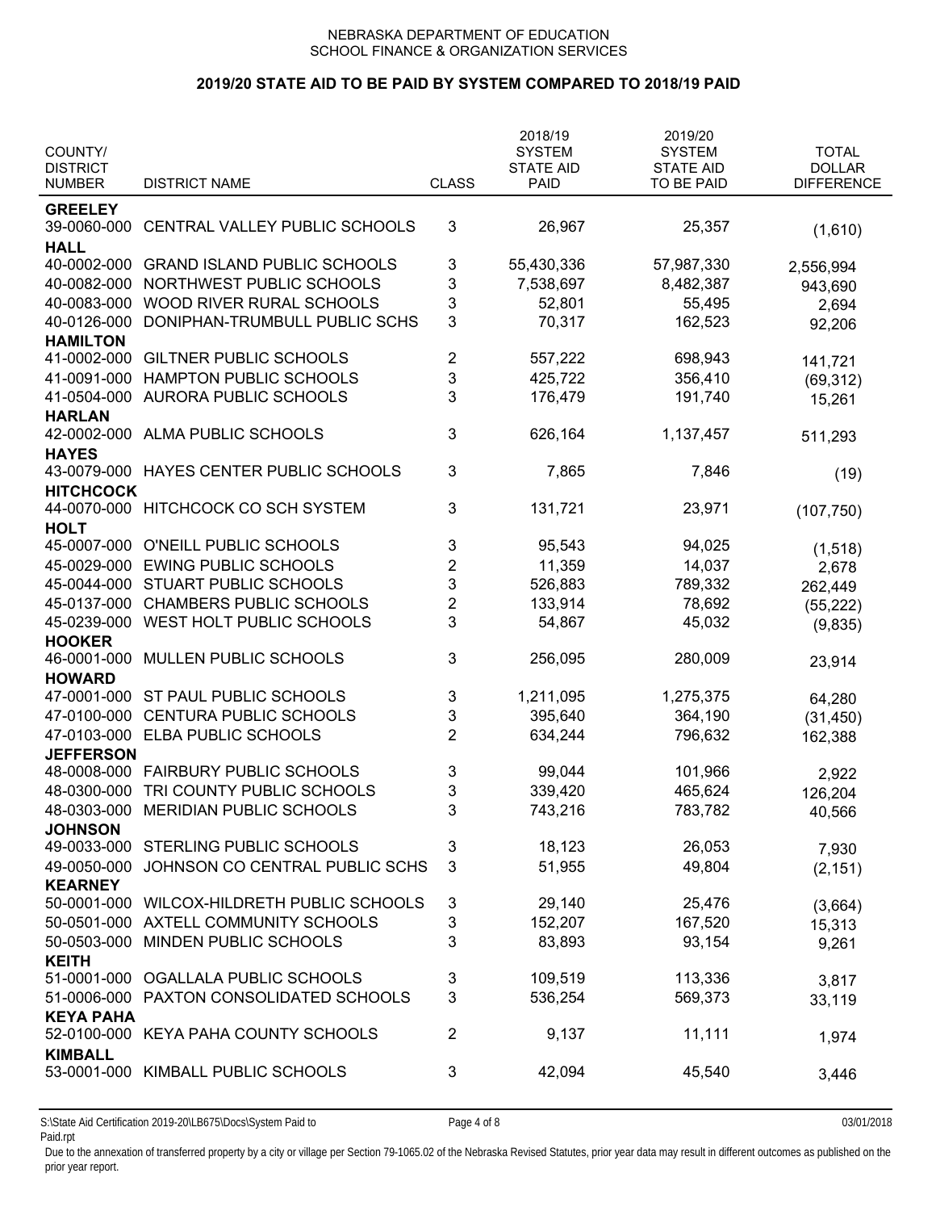NEBRASKA DEPARTMENT OF EDUCATION
SCHOOL FINANCE & ORGANIZATION SERVICES

## 2019/20 STATE AID TO BE PAID BY SYSTEM COMPARED TO 2018/19 PAID

| COUNTY/ DISTRICT NUMBER | DISTRICT NAME | CLASS | 2018/19 SYSTEM STATE AID PAID | 2019/20 SYSTEM STATE AID TO BE PAID | TOTAL DOLLAR DIFFERENCE |
|---|---|---|---|---|---|
| **GREELEY** | | | | | |
| 39-0060-000 | CENTRAL VALLEY PUBLIC SCHOOLS | 3 | 26,967 | 25,357 | (1,610) |
| **HALL** | | | | | |
| 40-0002-000 | GRAND ISLAND PUBLIC SCHOOLS | 3 | 55,430,336 | 57,987,330 | 2,556,994 |
| 40-0082-000 | NORTHWEST PUBLIC SCHOOLS | 3 | 7,538,697 | 8,482,387 | 943,690 |
| 40-0083-000 | WOOD RIVER RURAL SCHOOLS | 3 | 52,801 | 55,495 | 2,694 |
| 40-0126-000 | DONIPHAN-TRUMBULL PUBLIC SCHS | 3 | 70,317 | 162,523 | 92,206 |
| **HAMILTON** | | | | | |
| 41-0002-000 | GILTNER PUBLIC SCHOOLS | 2 | 557,222 | 698,943 | 141,721 |
| 41-0091-000 | HAMPTON PUBLIC SCHOOLS | 3 | 425,722 | 356,410 | (69,312) |
| 41-0504-000 | AURORA PUBLIC SCHOOLS | 3 | 176,479 | 191,740 | 15,261 |
| **HARLAN** | | | | | |
| 42-0002-000 | ALMA PUBLIC SCHOOLS | 3 | 626,164 | 1,137,457 | 511,293 |
| **HAYES** | | | | | |
| 43-0079-000 | HAYES CENTER PUBLIC SCHOOLS | 3 | 7,865 | 7,846 | (19) |
| **HITCHCOCK** | | | | | |
| 44-0070-000 | HITCHCOCK CO SCH SYSTEM | 3 | 131,721 | 23,971 | (107,750) |
| **HOLT** | | | | | |
| 45-0007-000 | O'NEILL PUBLIC SCHOOLS | 3 | 95,543 | 94,025 | (1,518) |
| 45-0029-000 | EWING PUBLIC SCHOOLS | 2 | 11,359 | 14,037 | 2,678 |
| 45-0044-000 | STUART PUBLIC SCHOOLS | 3 | 526,883 | 789,332 | 262,449 |
| 45-0137-000 | CHAMBERS PUBLIC SCHOOLS | 2 | 133,914 | 78,692 | (55,222) |
| 45-0239-000 | WEST HOLT PUBLIC SCHOOLS | 3 | 54,867 | 45,032 | (9,835) |
| **HOOKER** | | | | | |
| 46-0001-000 | MULLEN PUBLIC SCHOOLS | 3 | 256,095 | 280,009 | 23,914 |
| **HOWARD** | | | | | |
| 47-0001-000 | ST PAUL PUBLIC SCHOOLS | 3 | 1,211,095 | 1,275,375 | 64,280 |
| 47-0100-000 | CENTURA PUBLIC SCHOOLS | 3 | 395,640 | 364,190 | (31,450) |
| 47-0103-000 | ELBA PUBLIC SCHOOLS | 2 | 634,244 | 796,632 | 162,388 |
| **JEFFERSON** | | | | | |
| 48-0008-000 | FAIRBURY PUBLIC SCHOOLS | 3 | 99,044 | 101,966 | 2,922 |
| 48-0300-000 | TRI COUNTY PUBLIC SCHOOLS | 3 | 339,420 | 465,624 | 126,204 |
| 48-0303-000 | MERIDIAN PUBLIC SCHOOLS | 3 | 743,216 | 783,782 | 40,566 |
| **JOHNSON** | | | | | |
| 49-0033-000 | STERLING PUBLIC SCHOOLS | 3 | 18,123 | 26,053 | 7,930 |
| 49-0050-000 | JOHNSON CO CENTRAL PUBLIC SCHS | 3 | 51,955 | 49,804 | (2,151) |
| **KEARNEY** | | | | | |
| 50-0001-000 | WILCOX-HILDRETH PUBLIC SCHOOLS | 3 | 29,140 | 25,476 | (3,664) |
| 50-0501-000 | AXTELL COMMUNITY SCHOOLS | 3 | 152,207 | 167,520 | 15,313 |
| 50-0503-000 | MINDEN PUBLIC SCHOOLS | 3 | 83,893 | 93,154 | 9,261 |
| **KEITH** | | | | | |
| 51-0001-000 | OGALLALA PUBLIC SCHOOLS | 3 | 109,519 | 113,336 | 3,817 |
| 51-0006-000 | PAXTON CONSOLIDATED SCHOOLS | 3 | 536,254 | 569,373 | 33,119 |
| **KEYA PAHA** | | | | | |
| 52-0100-000 | KEYA PAHA COUNTY SCHOOLS | 2 | 9,137 | 11,111 | 1,974 |
| **KIMBALL** | | | | | |
| 53-0001-000 | KIMBALL PUBLIC SCHOOLS | 3 | 42,094 | 45,540 | 3,446 |

S:\State Aid Certification 2019-20\LB675\Docs\System Paid to Paid.rpt

03/01/2018

Due to the annexation of transferred property by a city or village per Section 79-1065.02 of the Nebraska Revised Statutes, prior year data may result in different outcomes as published on the prior year report.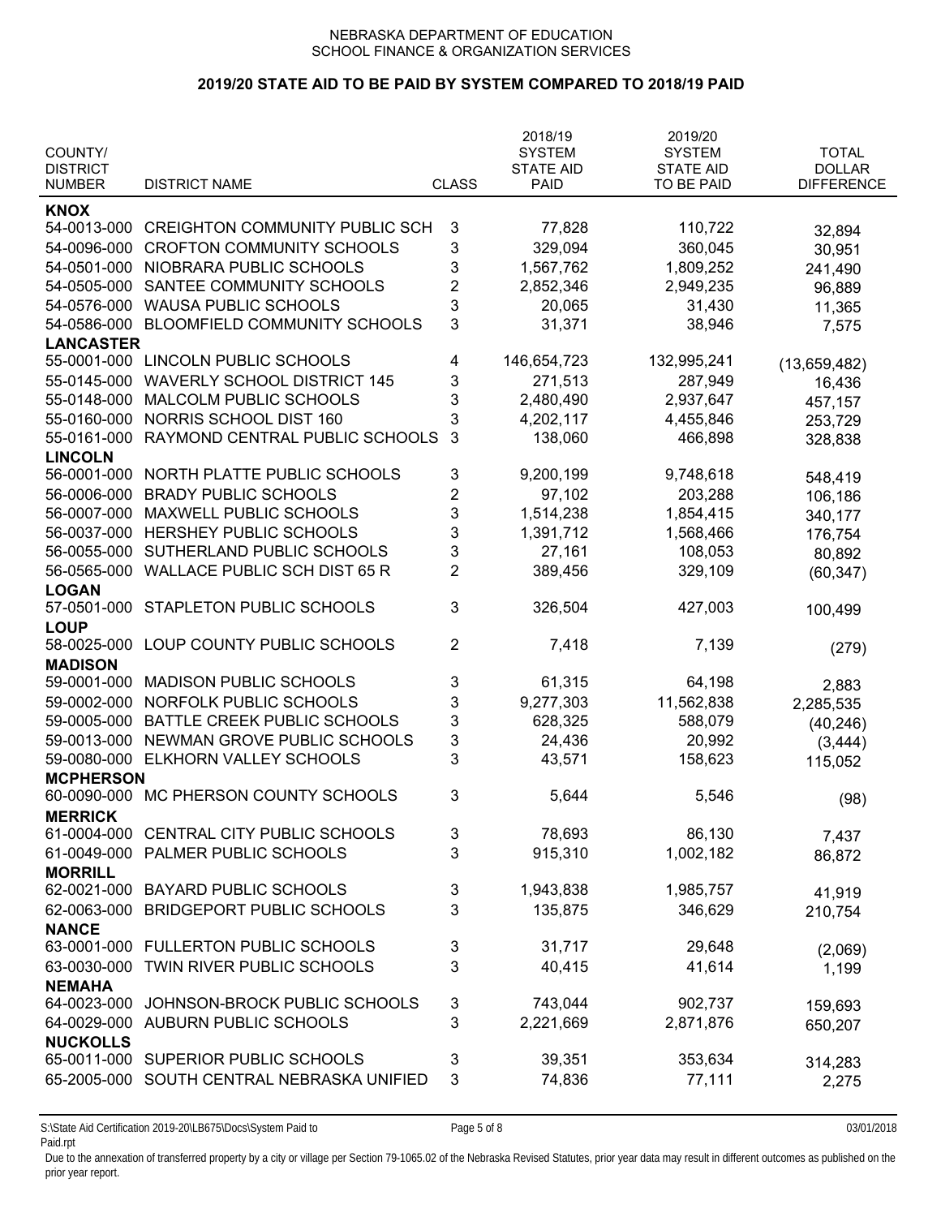NEBRASKA DEPARTMENT OF EDUCATION
SCHOOL FINANCE & ORGANIZATION SERVICES

## 2019/20 STATE AID TO BE PAID BY SYSTEM COMPARED TO 2018/19 PAID

| COUNTY/ DISTRICT NUMBER | DISTRICT NAME | CLASS | 2018/19 SYSTEM STATE AID PAID | 2019/20 SYSTEM STATE AID TO BE PAID | TOTAL DOLLAR DIFFERENCE |
|---|---|---|---|---|---|
| **KNOX** | | | | | |
| 54-0013-000 | CREIGHTON COMMUNITY PUBLIC SCH | 3 | 77,828 | 110,722 | 32,894 |
| 54-0096-000 | CROFTON COMMUNITY SCHOOLS | 3 | 329,094 | 360,045 | 30,951 |
| 54-0501-000 | NIOBRARA PUBLIC SCHOOLS | 3 | 1,567,762 | 1,809,252 | 241,490 |
| 54-0505-000 | SANTEE COMMUNITY SCHOOLS | 2 | 2,852,346 | 2,949,235 | 96,889 |
| 54-0576-000 | WAUSA PUBLIC SCHOOLS | 3 | 20,065 | 31,430 | 11,365 |
| 54-0586-000 | BLOOMFIELD COMMUNITY SCHOOLS | 3 | 31,371 | 38,946 | 7,575 |
| **LANCASTER** | | | | | |
| 55-0001-000 | LINCOLN PUBLIC SCHOOLS | 4 | 146,654,723 | 132,995,241 | (13,659,482) |
| 55-0145-000 | WAVERLY SCHOOL DISTRICT 145 | 3 | 271,513 | 287,949 | 16,436 |
| 55-0148-000 | MALCOLM PUBLIC SCHOOLS | 3 | 2,480,490 | 2,937,647 | 457,157 |
| 55-0160-000 | NORRIS SCHOOL DIST 160 | 3 | 4,202,117 | 4,455,846 | 253,729 |
| 55-0161-000 | RAYMOND CENTRAL PUBLIC SCHOOLS | 3 | 138,060 | 466,898 | 328,838 |
| **LINCOLN** | | | | | |
| 56-0001-000 | NORTH PLATTE PUBLIC SCHOOLS | 3 | 9,200,199 | 9,748,618 | 548,419 |
| 56-0006-000 | BRADY PUBLIC SCHOOLS | 2 | 97,102 | 203,288 | 106,186 |
| 56-0007-000 | MAXWELL PUBLIC SCHOOLS | 3 | 1,514,238 | 1,854,415 | 340,177 |
| 56-0037-000 | HERSHEY PUBLIC SCHOOLS | 3 | 1,391,712 | 1,568,466 | 176,754 |
| 56-0055-000 | SUTHERLAND PUBLIC SCHOOLS | 3 | 27,161 | 108,053 | 80,892 |
| 56-0565-000 | WALLACE PUBLIC SCH DIST 65 R | 2 | 389,456 | 329,109 | (60,347) |
| **LOGAN** | | | | | |
| 57-0501-000 | STAPLETON PUBLIC SCHOOLS | 3 | 326,504 | 427,003 | 100,499 |
| **LOUP** | | | | | |
| 58-0025-000 | LOUP COUNTY PUBLIC SCHOOLS | 2 | 7,418 | 7,139 | (279) |
| **MADISON** | | | | | |
| 59-0001-000 | MADISON PUBLIC SCHOOLS | 3 | 61,315 | 64,198 | 2,883 |
| 59-0002-000 | NORFOLK PUBLIC SCHOOLS | 3 | 9,277,303 | 11,562,838 | 2,285,535 |
| 59-0005-000 | BATTLE CREEK PUBLIC SCHOOLS | 3 | 628,325 | 588,079 | (40,246) |
| 59-0013-000 | NEWMAN GROVE PUBLIC SCHOOLS | 3 | 24,436 | 20,992 | (3,444) |
| 59-0080-000 | ELKHORN VALLEY SCHOOLS | 3 | 43,571 | 158,623 | 115,052 |
| **MCPHERSON** | | | | | |
| 60-0090-000 | MC PHERSON COUNTY SCHOOLS | 3 | 5,644 | 5,546 | (98) |
| **MERRICK** | | | | | |
| 61-0004-000 | CENTRAL CITY PUBLIC SCHOOLS | 3 | 78,693 | 86,130 | 7,437 |
| 61-0049-000 | PALMER PUBLIC SCHOOLS | 3 | 915,310 | 1,002,182 | 86,872 |
| **MORRILL** | | | | | |
| 62-0021-000 | BAYARD PUBLIC SCHOOLS | 3 | 1,943,838 | 1,985,757 | 41,919 |
| 62-0063-000 | BRIDGEPORT PUBLIC SCHOOLS | 3 | 135,875 | 346,629 | 210,754 |
| **NANCE** | | | | | |
| 63-0001-000 | FULLERTON PUBLIC SCHOOLS | 3 | 31,717 | 29,648 | (2,069) |
| 63-0030-000 | TWIN RIVER PUBLIC SCHOOLS | 3 | 40,415 | 41,614 | 1,199 |
| **NEMAHA** | | | | | |
| 64-0023-000 | JOHNSON-BROCK PUBLIC SCHOOLS | 3 | 743,044 | 902,737 | 159,693 |
| 64-0029-000 | AUBURN PUBLIC SCHOOLS | 3 | 2,221,669 | 2,871,876 | 650,207 |
| **NUCKOLLS** | | | | | |
| 65-0011-000 | SUPERIOR PUBLIC SCHOOLS | 3 | 39,351 | 353,634 | 314,283 |
| 65-2005-000 | SOUTH CENTRAL NEBRASKA UNIFIED | 3 | 74,836 | 77,111 | 2,275 |

Due to the annexation of transferred property by a city or village per Section 79-1065.02 of the Nebraska Revised Statutes, prior year data may result in different outcomes as published on the prior year report.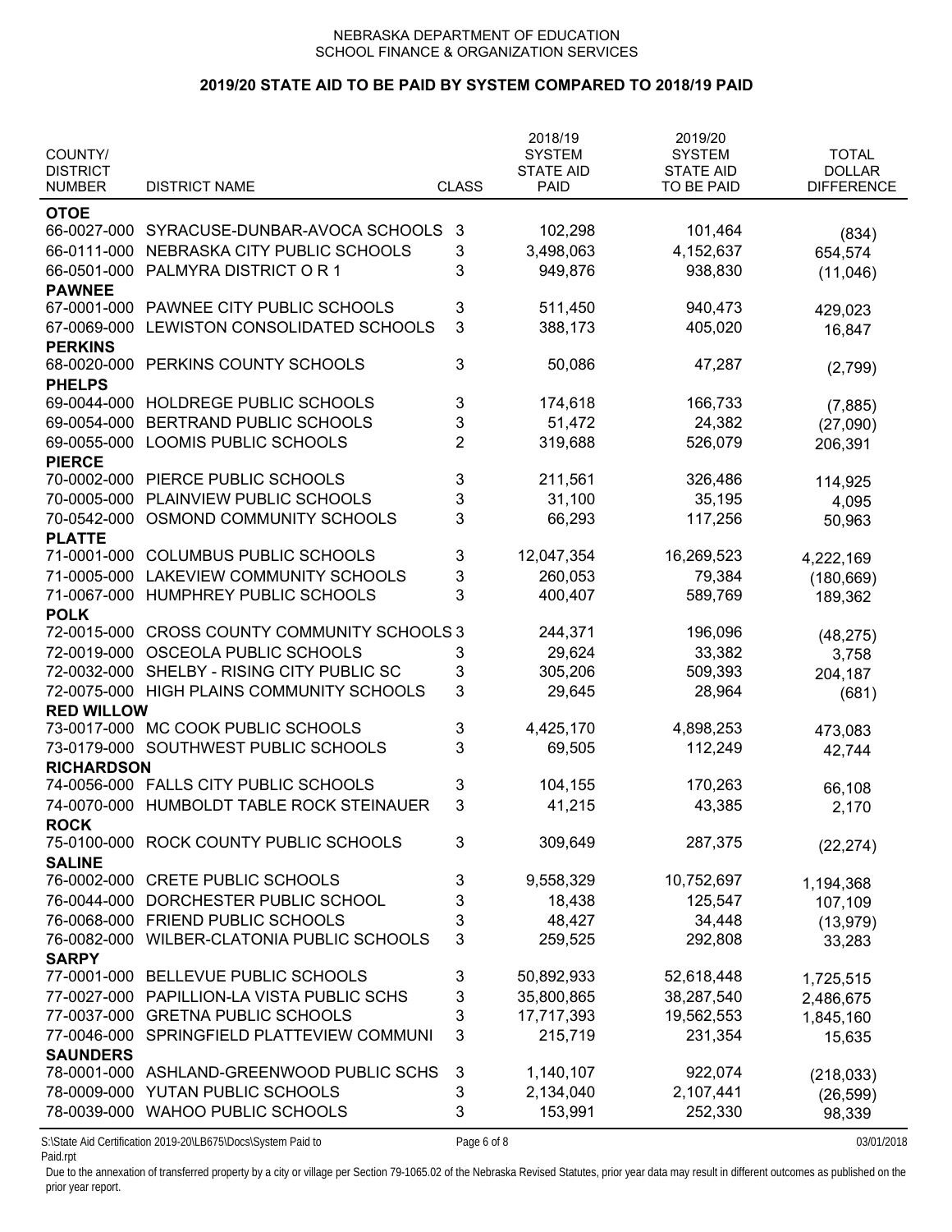NEBRASKA DEPARTMENT OF EDUCATION
SCHOOL FINANCE & ORGANIZATION SERVICES

## 2019/20 STATE AID TO BE PAID BY SYSTEM COMPARED TO 2018/19 PAID

| COUNTY/ DISTRICT NUMBER | DISTRICT NAME | CLASS | 2018/19 SYSTEM STATE AID PAID | 2019/20 SYSTEM STATE AID TO BE PAID | TOTAL DOLLAR DIFFERENCE |
|---|---|---|---|---|---|
| **OTOE** | | | | | |
| 66-0027-000 | SYRACUSE-DUNBAR-AVOCA SCHOOLS | 3 | 102,298 | 101,464 | (834) |
| 66-0111-000 | NEBRASKA CITY PUBLIC SCHOOLS | 3 | 3,498,063 | 4,152,637 | 654,574 |
| 66-0501-000 | PALMYRA DISTRICT O R 1 | 3 | 949,876 | 938,830 | (11,046) |
| **PAWNEE** | | | | | |
| 67-0001-000 | PAWNEE CITY PUBLIC SCHOOLS | 3 | 511,450 | 940,473 | 429,023 |
| 67-0069-000 | LEWISTON CONSOLIDATED SCHOOLS | 3 | 388,173 | 405,020 | 16,847 |
| **PERKINS** | | | | | |
| 68-0020-000 | PERKINS COUNTY SCHOOLS | 3 | 50,086 | 47,287 | (2,799) |
| **PHELPS** | | | | | |
| 69-0044-000 | HOLDREGE PUBLIC SCHOOLS | 3 | 174,618 | 166,733 | (7,885) |
| 69-0054-000 | BERTRAND PUBLIC SCHOOLS | 3 | 51,472 | 24,382 | (27,090) |
| 69-0055-000 | LOOMIS PUBLIC SCHOOLS | 2 | 319,688 | 526,079 | 206,391 |
| **PIERCE** | | | | | |
| 70-0002-000 | PIERCE PUBLIC SCHOOLS | 3 | 211,561 | 326,486 | 114,925 |
| 70-0005-000 | PLAINVIEW PUBLIC SCHOOLS | 3 | 31,100 | 35,195 | 4,095 |
| 70-0542-000 | OSMOND COMMUNITY SCHOOLS | 3 | 66,293 | 117,256 | 50,963 |
| **PLATTE** | | | | | |
| 71-0001-000 | COLUMBUS PUBLIC SCHOOLS | 3 | 12,047,354 | 16,269,523 | 4,222,169 |
| 71-0005-000 | LAKEVIEW COMMUNITY SCHOOLS | 3 | 260,053 | 79,384 | (180,669) |
| 71-0067-000 | HUMPHREY PUBLIC SCHOOLS | 3 | 400,407 | 589,769 | 189,362 |
| **POLK** | | | | | |
| 72-0015-000 | CROSS COUNTY COMMUNITY SCHOOLS | 3 | 244,371 | 196,096 | (48,275) |
| 72-0019-000 | OSCEOLA PUBLIC SCHOOLS | 3 | 29,624 | 33,382 | 3,758 |
| 72-0032-000 | SHELBY - RISING CITY PUBLIC SC | 3 | 305,206 | 509,393 | 204,187 |
| 72-0075-000 | HIGH PLAINS COMMUNITY SCHOOLS | 3 | 29,645 | 28,964 | (681) |
| **RED WILLOW** | | | | | |
| 73-0017-000 | MC COOK PUBLIC SCHOOLS | 3 | 4,425,170 | 4,898,253 | 473,083 |
| 73-0179-000 | SOUTHWEST PUBLIC SCHOOLS | 3 | 69,505 | 112,249 | 42,744 |
| **RICHARDSON** | | | | | |
| 74-0056-000 | FALLS CITY PUBLIC SCHOOLS | 3 | 104,155 | 170,263 | 66,108 |
| 74-0070-000 | HUMBOLDT TABLE ROCK STEINAUER | 3 | 41,215 | 43,385 | 2,170 |
| **ROCK** | | | | | |
| 75-0100-000 | ROCK COUNTY PUBLIC SCHOOLS | 3 | 309,649 | 287,375 | (22,274) |
| **SALINE** | | | | | |
| 76-0002-000 | CRETE PUBLIC SCHOOLS | 3 | 9,558,329 | 10,752,697 | 1,194,368 |
| 76-0044-000 | DORCHESTER PUBLIC SCHOOL | 3 | 18,438 | 125,547 | 107,109 |
| 76-0068-000 | FRIEND PUBLIC SCHOOLS | 3 | 48,427 | 34,448 | (13,979) |
| 76-0082-000 | WILBER-CLATONIA PUBLIC SCHOOLS | 3 | 259,525 | 292,808 | 33,283 |
| **SARPY** | | | | | |
| 77-0001-000 | BELLEVUE PUBLIC SCHOOLS | 3 | 50,892,933 | 52,618,448 | 1,725,515 |
| 77-0027-000 | PAPILLION-LA VISTA PUBLIC SCHS | 3 | 35,800,865 | 38,287,540 | 2,486,675 |
| 77-0037-000 | GRETNA PUBLIC SCHOOLS | 3 | 17,717,393 | 19,562,553 | 1,845,160 |
| 77-0046-000 | SPRINGFIELD PLATTEVIEW COMMUNI | 3 | 215,719 | 231,354 | 15,635 |
| **SAUNDERS** | | | | | |
| 78-0001-000 | ASHLAND-GREENWOOD PUBLIC SCHS | 3 | 1,140,107 | 922,074 | (218,033) |
| 78-0009-000 | YUTAN PUBLIC SCHOOLS | 3 | 2,134,040 | 2,107,441 | (26,599) |
| 78-0039-000 | WAHOO PUBLIC SCHOOLS | 3 | 153,991 | 252,330 | 98,339 |

S:\State Aid Certification 2019-20\LB675\Docs\System Paid to Paid.rpt — 03/01/2018

Due to the annexation of transferred property by a city or village per Section 79-1065.02 of the Nebraska Revised Statutes, prior year data may result in different outcomes as published on the prior year report.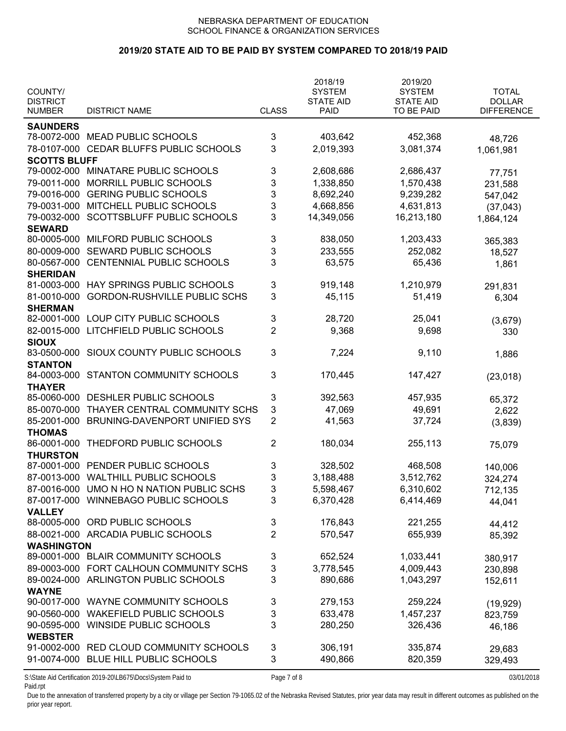NEBRASKA DEPARTMENT OF EDUCATION
SCHOOL FINANCE & ORGANIZATION SERVICES

## 2019/20 STATE AID TO BE PAID BY SYSTEM COMPARED TO 2018/19 PAID

| COUNTY/ DISTRICT NUMBER | DISTRICT NAME | CLASS | 2018/19 SYSTEM STATE AID PAID | 2019/20 SYSTEM STATE AID TO BE PAID | TOTAL DOLLAR DIFFERENCE |
|---|---|---|---|---|---|
| **SAUNDERS** | | | | | |
| 78-0072-000 | MEAD PUBLIC SCHOOLS | 3 | 403,642 | 452,368 | 48,726 |
| 78-0107-000 | CEDAR BLUFFS PUBLIC SCHOOLS | 3 | 2,019,393 | 3,081,374 | 1,061,981 |
| **SCOTTS BLUFF** | | | | | |
| 79-0002-000 | MINATARE PUBLIC SCHOOLS | 3 | 2,608,686 | 2,686,437 | 77,751 |
| 79-0011-000 | MORRILL PUBLIC SCHOOLS | 3 | 1,338,850 | 1,570,438 | 231,588 |
| 79-0016-000 | GERING PUBLIC SCHOOLS | 3 | 8,692,240 | 9,239,282 | 547,042 |
| 79-0031-000 | MITCHELL PUBLIC SCHOOLS | 3 | 4,668,856 | 4,631,813 | (37,043) |
| 79-0032-000 | SCOTTSBLUFF PUBLIC SCHOOLS | 3 | 14,349,056 | 16,213,180 | 1,864,124 |
| **SEWARD** | | | | | |
| 80-0005-000 | MILFORD PUBLIC SCHOOLS | 3 | 838,050 | 1,203,433 | 365,383 |
| 80-0009-000 | SEWARD PUBLIC SCHOOLS | 3 | 233,555 | 252,082 | 18,527 |
| 80-0567-000 | CENTENNIAL PUBLIC SCHOOLS | 3 | 63,575 | 65,436 | 1,861 |
| **SHERIDAN** | | | | | |
| 81-0003-000 | HAY SPRINGS PUBLIC SCHOOLS | 3 | 919,148 | 1,210,979 | 291,831 |
| 81-0010-000 | GORDON-RUSHVILLE PUBLIC SCHS | 3 | 45,115 | 51,419 | 6,304 |
| **SHERMAN** | | | | | |
| 82-0001-000 | LOUP CITY PUBLIC SCHOOLS | 3 | 28,720 | 25,041 | (3,679) |
| 82-0015-000 | LITCHFIELD PUBLIC SCHOOLS | 2 | 9,368 | 9,698 | 330 |
| **SIOUX** | | | | | |
| 83-0500-000 | SIOUX COUNTY PUBLIC SCHOOLS | 3 | 7,224 | 9,110 | 1,886 |
| **STANTON** | | | | | |
| 84-0003-000 | STANTON COMMUNITY SCHOOLS | 3 | 170,445 | 147,427 | (23,018) |
| **THAYER** | | | | | |
| 85-0060-000 | DESHLER PUBLIC SCHOOLS | 3 | 392,563 | 457,935 | 65,372 |
| 85-0070-000 | THAYER CENTRAL COMMUNITY SCHS | 3 | 47,069 | 49,691 | 2,622 |
| 85-2001-000 | BRUNING-DAVENPORT UNIFIED SYS | 2 | 41,563 | 37,724 | (3,839) |
| **THOMAS** | | | | | |
| 86-0001-000 | THEDFORD PUBLIC SCHOOLS | 2 | 180,034 | 255,113 | 75,079 |
| **THURSTON** | | | | | |
| 87-0001-000 | PENDER PUBLIC SCHOOLS | 3 | 328,502 | 468,508 | 140,006 |
| 87-0013-000 | WALTHILL PUBLIC SCHOOLS | 3 | 3,188,488 | 3,512,762 | 324,274 |
| 87-0016-000 | UMO N HO N NATION PUBLIC SCHS | 3 | 5,598,467 | 6,310,602 | 712,135 |
| 87-0017-000 | WINNEBAGO PUBLIC SCHOOLS | 3 | 6,370,428 | 6,414,469 | 44,041 |
| **VALLEY** | | | | | |
| 88-0005-000 | ORD PUBLIC SCHOOLS | 3 | 176,843 | 221,255 | 44,412 |
| 88-0021-000 | ARCADIA PUBLIC SCHOOLS | 2 | 570,547 | 655,939 | 85,392 |
| **WASHINGTON** | | | | | |
| 89-0001-000 | BLAIR COMMUNITY SCHOOLS | 3 | 652,524 | 1,033,441 | 380,917 |
| 89-0003-000 | FORT CALHOUN COMMUNITY SCHS | 3 | 3,778,545 | 4,009,443 | 230,898 |
| 89-0024-000 | ARLINGTON PUBLIC SCHOOLS | 3 | 890,686 | 1,043,297 | 152,611 |
| **WAYNE** | | | | | |
| 90-0017-000 | WAYNE COMMUNITY SCHOOLS | 3 | 279,153 | 259,224 | (19,929) |
| 90-0560-000 | WAKEFIELD PUBLIC SCHOOLS | 3 | 633,478 | 1,457,237 | 823,759 |
| 90-0595-000 | WINSIDE PUBLIC SCHOOLS | 3 | 280,250 | 326,436 | 46,186 |
| **WEBSTER** | | | | | |
| 91-0002-000 | RED CLOUD COMMUNITY SCHOOLS | 3 | 306,191 | 335,874 | 29,683 |
| 91-0074-000 | BLUE HILL PUBLIC SCHOOLS | 3 | 490,866 | 820,359 | 329,493 |

S:\State Aid Certification 2019-20\LB675\Docs\System Paid to Paid.rpt

03/01/2018

Due to the annexation of transferred property by a city or village per Section 79-1065.02 of the Nebraska Revised Statutes, prior year data may result in different outcomes as published on the prior year report.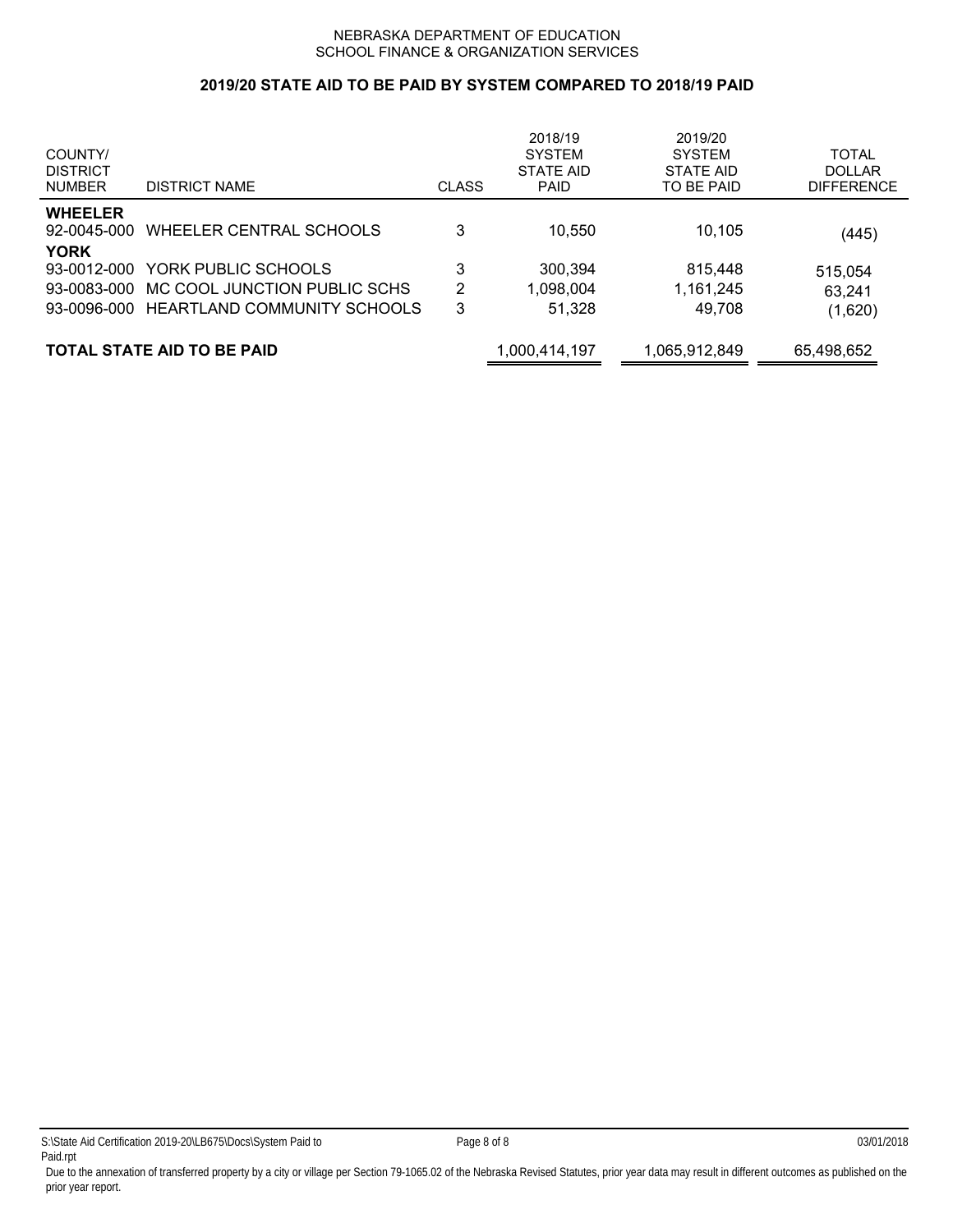NEBRASKA DEPARTMENT OF EDUCATION
SCHOOL FINANCE & ORGANIZATION SERVICES

## 2019/20 STATE AID TO BE PAID BY SYSTEM COMPARED TO 2018/19 PAID

| COUNTY/ DISTRICT NUMBER | DISTRICT NAME | CLASS | 2018/19 SYSTEM STATE AID PAID | 2019/20 SYSTEM STATE AID TO BE PAID | TOTAL DOLLAR DIFFERENCE |
|---|---|---|---|---|---|
| **WHEELER** | | | | | |
| 92-0045-000 | WHEELER CENTRAL SCHOOLS | 3 | 10,550 | 10,105 | (445) |
| **YORK** | | | | | |
| 93-0012-000 | YORK PUBLIC SCHOOLS | 3 | 300,394 | 815,448 | 515,054 |
| 93-0083-000 | MC COOL JUNCTION PUBLIC SCHS | 2 | 1,098,004 | 1,161,245 | 63,241 |
| 93-0096-000 | HEARTLAND COMMUNITY SCHOOLS | 3 | 51,328 | 49,708 | (1,620) |
| **TOTAL STATE AID TO BE PAID** | | | 1,000,414,197 | 1,065,912,849 | 65,498,652 |

S:\State Aid Certification 2019-20\LB675\Docs\System Paid to Paid.rpt

03/01/2018

Due to the annexation of transferred property by a city or village per Section 79-1065.02 of the Nebraska Revised Statutes, prior year data may result in different outcomes as published on the prior year report.